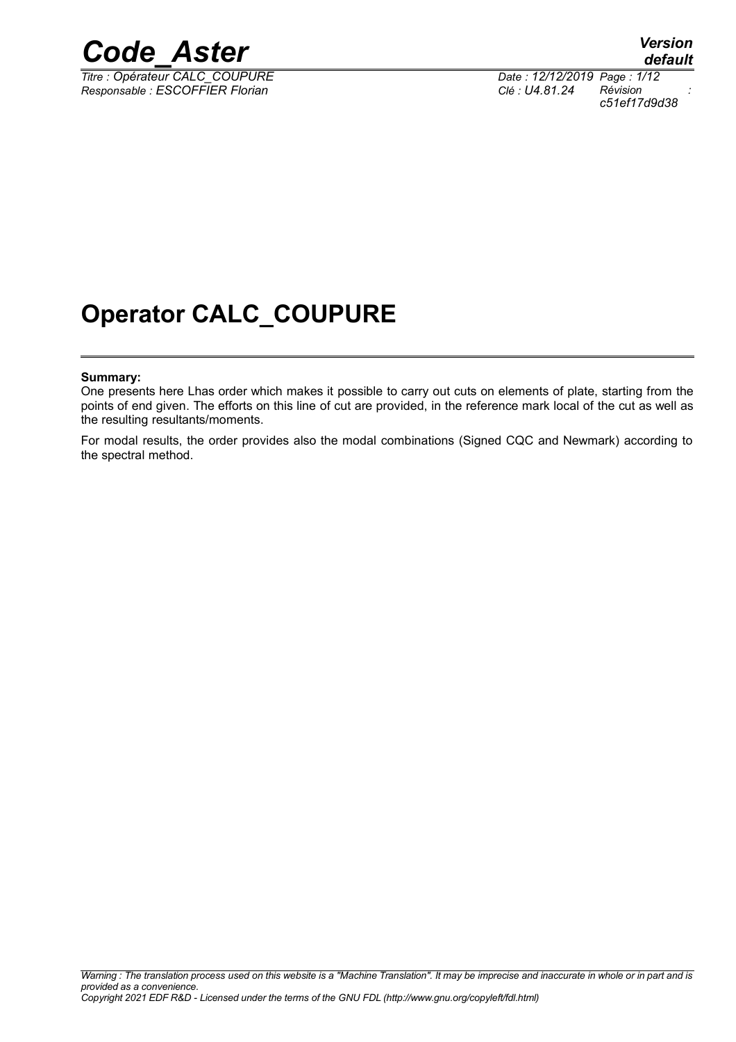# Operator CALC_COUPURE

**Summary:**

One presents here Lhas order which makes it possible to carry out cuts on elements of plate, starting from the points of end given. The efforts on this line of cut are provided, in the reference mark local of the cut as well as the resulting resultants/moments.

For modal results, the order provides also the modal combinations (Signed CQC and Newmark) according to the spectral method.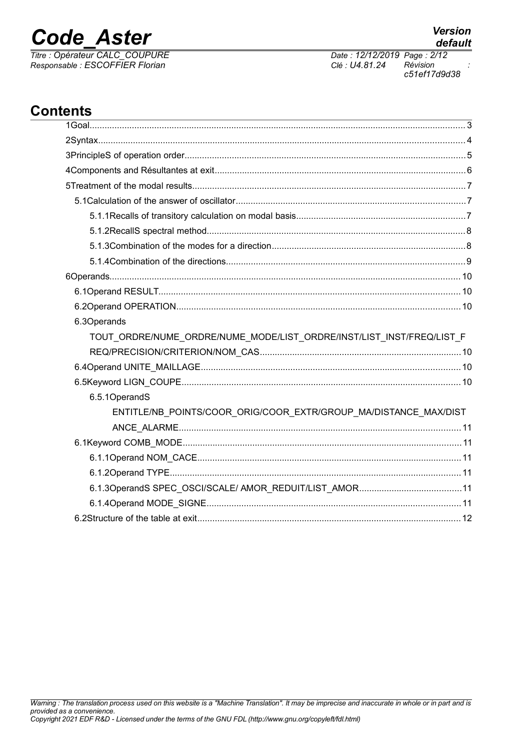# Contents

1Goal.......................................................................................................................................... 3

2Syntax....................................................................................................................................... 4

3PrincipleS of operation order..................................................................................................... 5

4Components and Résultantes at exit.......................................................................................... 6

5Treatment of the modal results................................................................................................... 7

5.1Calculation of the answer of oscillator.................................................................................. 7

5.1.1Recalls of transitory calculation on modal basis.............................................................. 7

5.1.2RecallS spectral method................................................................................................. 8

5.1.3Combination of the modes for a direction....................................................................... 8

5.1.4Combination of the directions......................................................................................... 9

6Operands.................................................................................................................................. 10

6.1Operand RESULT................................................................................................................ 10

6.2Operand OPERATION......................................................................................................... 10

6.3Operands TOUT_ORDRE/NUME_ORDRE/NUME_MODE/LIST_ORDRE/INST/LIST_INST/FREQ/LIST_FREQ/PRECISION/CRITERION/NOM_CAS.................................................................................. 10

6.4Operand UNITE_MAILLAGE............................................................................................... 10

6.5Keyword LIGN_COUPE....................................................................................................... 10

6.5.1OperandS ENTITLE/NB_POINTS/COOR_ORIG/COOR_EXTR/GROUP_MA/DISTANCE_MAX/DISTANCE_ALARME.................................................................................................................... 11

6.1Keyword COMB_MODE....................................................................................................... 11

6.1.1Operand NOM_CACE...................................................................................................... 11

6.1.2Operand TYPE................................................................................................................ 11

6.1.3OperandS SPEC_OSCI/SCALE/ AMOR_REDUIT/LIST_AMOR......................................... 11

6.1.4Operand MODE_SIGNE.................................................................................................. 11

6.2Structure of the table at exit.................................................................................................. 12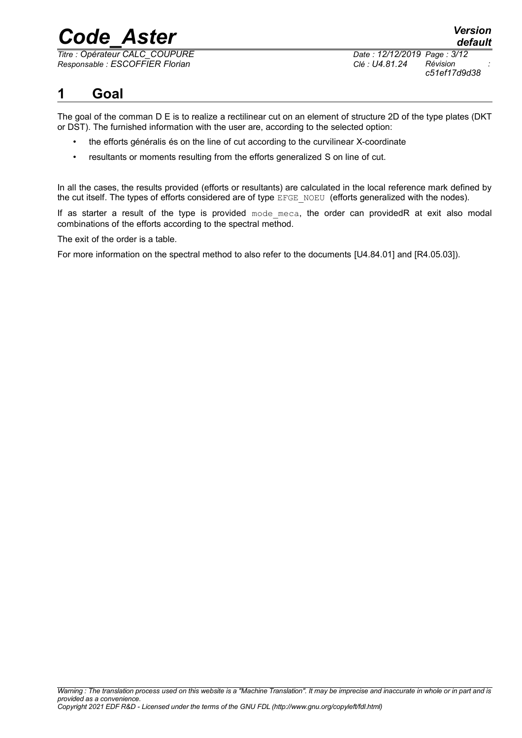# 1 Goal

The goal of the comman D E is to realize a rectilinear cut on an element of structure 2D of the type plates (DKT or DST). The furnished information with the user are, according to the selected option:

- the efforts généralis és on the line of cut according to the curvilinear X-coordinate
- resultants or moments resulting from the efforts generalized S on line of cut.

In all the cases, the results provided (efforts or resultants) are calculated in the local reference mark defined by the cut itself. The types of efforts considered are of type EFGE_NOEU (efforts generalized with the nodes).

If as starter a result of the type is provided mode_meca, the order can providedR at exit also modal combinations of the efforts according to the spectral method.

The exit of the order is a table.

For more information on the spectral method to also refer to the documents [U4.84.01] and [R4.05.03]).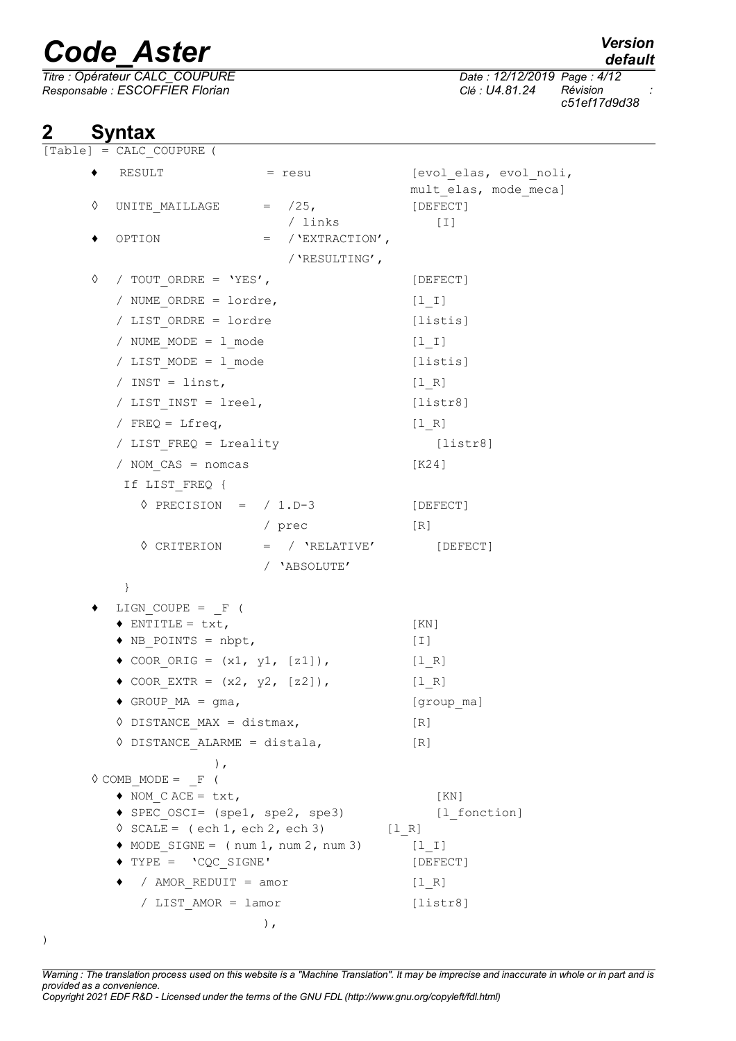## 2 Syntax

```
[Table] = CALC_COUPURE (

    ♦  RESULT              = resu              [evol_elas, evol_noli,
                                                mult_elas, mode_meca]
    ◊  UNITE_MAILLAGE      =  /25,             [DEFECT]
                              / links             [I]
    ♦  OPTION              =  /'EXTRACTION',
                              /'RESULTING',
    ◊  / TOUT_ORDRE = 'YES',                   [DEFECT]
       / NUME_ORDRE = lordre,                  [l_I]
       / LIST_ORDRE = lordre                   [listis]
       / NUME_MODE = l_mode                    [l_I]
       / LIST_MODE = l_mode                    [listis]
       / INST = linst,                         [l_R]
       / LIST_INST = lreel,                    [listr8]
       / FREQ = Lfreq,                         [l_R]
       / LIST_FREQ = Lreality                     [listr8]
       / NOM_CAS = nomcas                      [K24]
        If LIST_FREQ {
          ◊ PRECISION  =  / 1.D-3              [DEFECT]
                          / prec               [R]
          ◊ CRITERION     =  / 'RELATIVE'         [DEFECT]
                          / 'ABSOLUTE'
        }
    ♦  LIGN_COUPE = _F (
       ♦ ENTITLE = txt,                        [KN]
       ♦ NB_POINTS = nbpt,                     [I]
       ♦ COOR_ORIG = (x1, y1, [z1]),           [l_R]
       ♦ COOR_EXTR = (x2, y2, [z2]),           [l_R]
       ♦ GROUP_MA = gma,                       [group_ma]
       ◊ DISTANCE_MAX = distmax,               [R]
       ◊ DISTANCE_ALARME = distala,            [R]
                    ),
    ◊ COMB_MODE = _F (
       ♦ NOM_C ACE = txt,                         [KN]
       ♦ SPEC_OSCI= (spe1, spe2, spe3)            [l_fonction]
       ◊ SCALE = ( ech 1, ech 2, ech 3)       [l_R]
       ♦ MODE_SIGNE = ( num 1, num 2, num 3)     [l_I]
       ♦ TYPE =  'CQC_SIGNE'                   [DEFECT]
       ♦  / AMOR_REDUIT = amor                 [l_R]
          / LIST_AMOR = lamor                  [listr8]
                         ),
)
```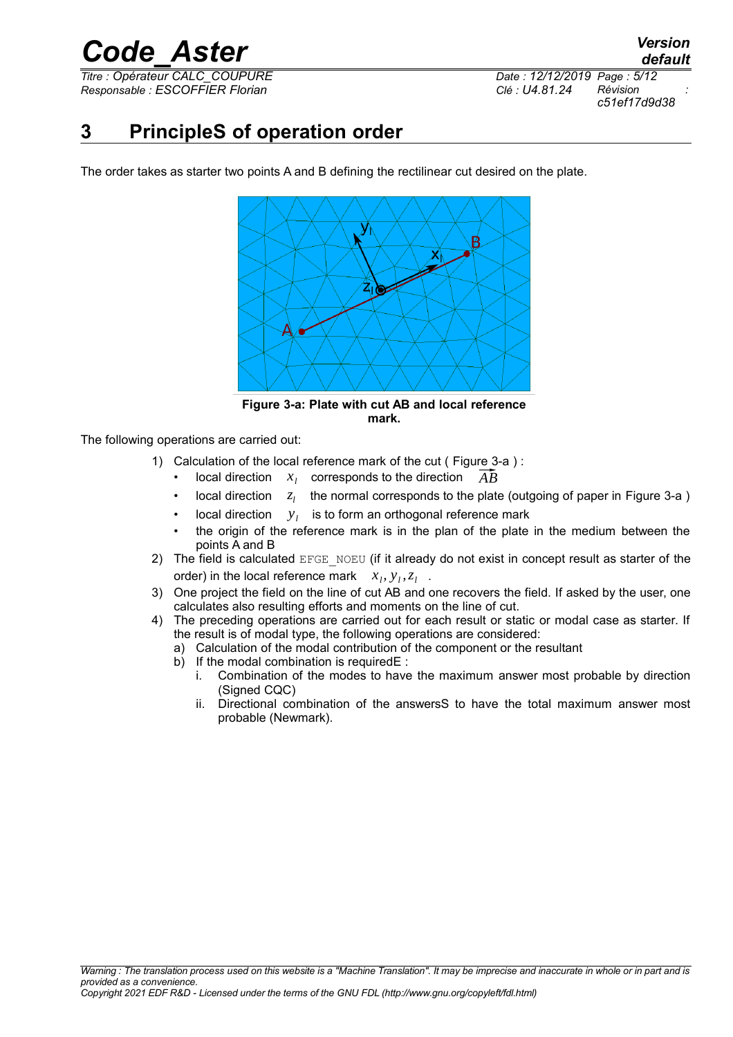# 3 PrincipleS of operation order

The order takes as starter two points A and B defining the rectilinear cut desired on the plate.

**Figure 3-a: Plate with cut AB and local reference mark.**

The following operations are carried out:

1) Calculation of the local reference mark of the cut ( Figure 3-a ) :
   - local direction $x_l$ corresponds to the direction $\vec{AB}$
   - local direction $z_l$ the normal corresponds to the plate (outgoing of paper in Figure 3-a )
   - local direction $y_l$ is to form an orthogonal reference mark
   - the origin of the reference mark is in the plan of the plate in the medium between the points A and B
2) The field is calculated EFGE_NOEU (if it already do not exist in concept result as starter of the order) in the local reference mark $x_l, y_l, z_l$ .
3) One project the field on the line of cut AB and one recovers the field. If asked by the user, one calculates also resulting efforts and moments on the line of cut.
4) The preceding operations are carried out for each result or static or modal case as starter. If the result is of modal type, the following operations are considered:
   a) Calculation of the modal contribution of the component or the resultant
   b) If the modal combination is requiredE :
      i. Combination of the modes to have the maximum answer most probable by direction (Signed CQC)
      ii. Directional combination of the answersS to have the total maximum answer most probable (Newmark).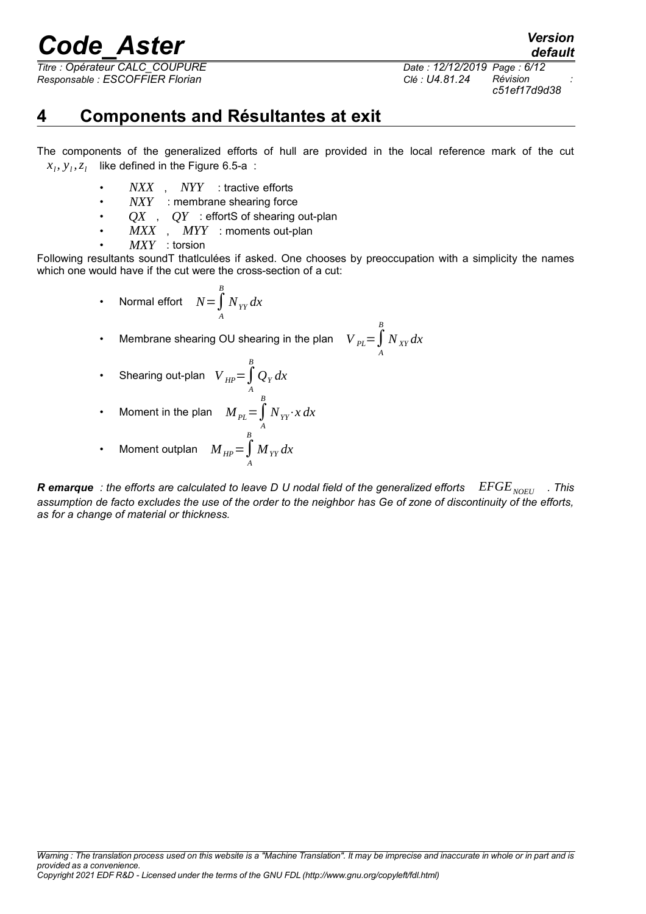# 4 Components and Résultantes at exit

The components of the generalized efforts of hull are provided in the local reference mark of the cut $x_l, y_l, z_l$ like defined in the Figure 6.5-a :

- $NXX$ , $NYY$ : tractive efforts
- $NXY$ : membrane shearing force
- $QX$ , $QY$ : effortS of shearing out-plan
- $MXX$ , $MYY$ : moments out-plan
- $MXY$ : torsion

Following resultants soundT thatlculées if asked. One chooses by preoccupation with a simplicity the names which one would have if the cut were the cross-section of a cut:

- Normal effort $N=\int_A^B N_{YY}\,dx$
- Membrane shearing OU shearing in the plan $V_{PL}=\int_A^B N_{XY}\,dx$
- Shearing out-plan $V_{HP}=\int_A^B Q_Y\,dx$
- Moment in the plan $M_{PL}=\int_A^B N_{YY}\cdot x\,dx$
- Moment outplan $M_{HP}=\int_A^B M_{YY}\,dx$

***R emarque** : the efforts are calculated to leave D U nodal field of the generalized efforts $EFGE_{NOEU}$ . This assumption de facto excludes the use of the order to the neighbor has Ge of zone of discontinuity of the efforts, as for a change of material or thickness.*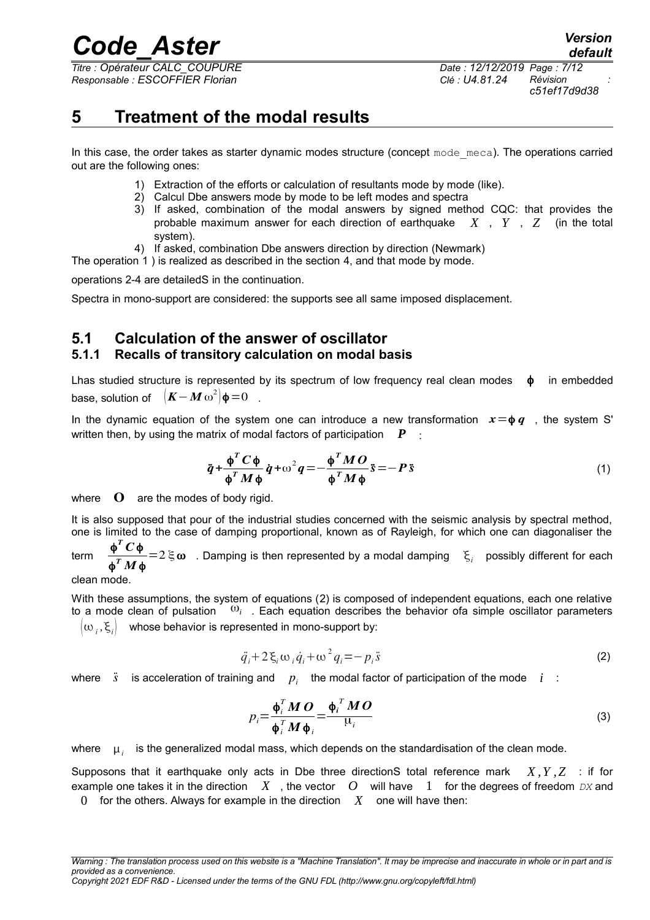# 5 Treatment of the modal results

In this case, the order takes as starter dynamic modes structure (concept mode_meca). The operations carried out are the following ones:

1) Extraction of the efforts or calculation of resultants mode by mode (like).
2) Calcul Dbe answers mode by mode to be left modes and spectra
3) If asked, combination of the modal answers by signed method CQC: that provides the probable maximum answer for each direction of earthquake $X$ , $Y$ , $Z$ (in the total system).
4) If asked, combination Dbe answers direction by direction (Newmark)

The operation 1 ) is realized as described in the section 4, and that mode by mode.

operations 2-4 are detailedS in the continuation.

Spectra in mono-support are considered: the supports see all same imposed displacement.

## 5.1 Calculation of the answer of oscillator

### 5.1.1 Recalls of transitory calculation on modal basis

Lhas studied structure is represented by its spectrum of low frequency real clean modes $\boldsymbol{\phi}$ in embedded base, solution of $\left(\boldsymbol{K}-\boldsymbol{M}\omega^2\right)\boldsymbol{\phi}=0$ .

In the dynamic equation of the system one can introduce a new transformation $\boldsymbol{x}=\boldsymbol{\phi}\,\boldsymbol{q}$ , the system S' written then, by using the matrix of modal factors of participation $\boldsymbol{P}$ :

$$\ddot{\boldsymbol{q}}+\frac{\boldsymbol{\phi}^T\boldsymbol{C}\boldsymbol{\phi}}{\boldsymbol{\phi}^T\boldsymbol{M}\boldsymbol{\phi}}\dot{\boldsymbol{q}}+\omega^2\boldsymbol{q}=-\frac{\boldsymbol{\phi}^T\boldsymbol{M}\boldsymbol{O}}{\boldsymbol{\phi}^T\boldsymbol{M}\boldsymbol{\phi}}\ddot{\boldsymbol{s}}=-\boldsymbol{P}\,\ddot{\boldsymbol{s}} \tag{1}$$

where $\mathbf{O}$ are the modes of body rigid.

It is also supposed that pour of the industrial studies concerned with the seismic analysis by spectral method, one is limited to the case of damping proportional, known as of Rayleigh, for which one can diagonaliser the term $\dfrac{\boldsymbol{\phi}^T\boldsymbol{C}\boldsymbol{\phi}}{\boldsymbol{\phi}^T\boldsymbol{M}\boldsymbol{\phi}}=2\,\xi\,\boldsymbol{\omega}$ . Damping is then represented by a modal damping $\xi_i$ possibly different for each clean mode.

With these assumptions, the system of equations (2) is composed of independent equations, each one relative to a mode clean of pulsation $\omega_i$ . Each equation describes the behavior ofa simple oscillator parameters $\left(\omega_i,\xi_i\right)$ whose behavior is represented in mono-support by:

$$\ddot{q}_i+2\,\xi_i\,\omega_i\,\dot{q}_i+\omega^2 q_i=-p_i\,\ddot{s} \tag{2}$$

where $\ddot{s}$ is acceleration of training and $p_i$ the modal factor of participation of the mode $i$ :

$$p_i=\frac{\boldsymbol{\phi}_i^T\boldsymbol{M}\boldsymbol{O}}{\boldsymbol{\phi}_i^T\boldsymbol{M}\boldsymbol{\phi}_i}=\frac{\boldsymbol{\phi}_i^T\boldsymbol{M}\boldsymbol{O}}{\mu_i} \tag{3}$$

where $\mu_i$ is the generalized modal mass, which depends on the standardisation of the clean mode.

Supposons that it earthquake only acts in Dbe three directionS total reference mark $X,Y,Z$ : if for example one takes it in the direction $X$ , the vector $O$ will have $1$ for the degrees of freedom *DX* and $0$ for the others. Always for example in the direction $X$ one will have then: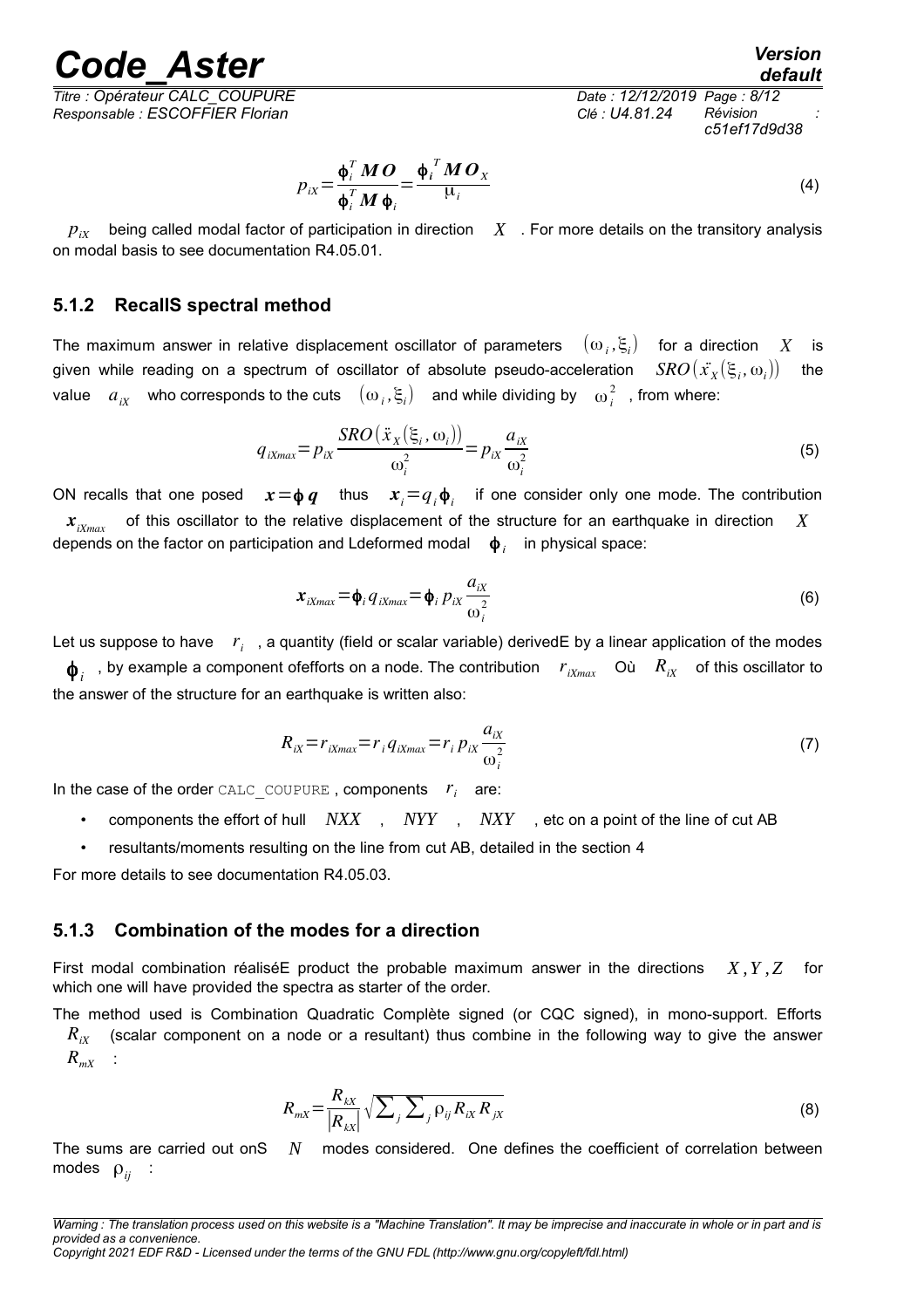$$p_{iX} = \frac{\boldsymbol{\phi}_i^T \boldsymbol{M} \boldsymbol{O}}{\boldsymbol{\phi}_i^T \boldsymbol{M} \boldsymbol{\phi}_i} = \frac{\boldsymbol{\phi}_i^T \boldsymbol{M} \boldsymbol{O}_X}{\mu_i} \tag{4}$$

$p_{iX}$ being called modal factor of participation in direction $X$. For more details on the transitory analysis on modal basis to see documentation R4.05.01.

### 5.1.2 RecallS spectral method

The maximum answer in relative displacement oscillator of parameters $(\omega_i, \xi_i)$ for a direction $X$ is given while reading on a spectrum of oscillator of absolute pseudo-acceleration $SRO(\ddot{x}_X(\xi_i, \omega_i))$ the value $a_{iX}$ who corresponds to the cuts $(\omega_i, \xi_i)$ and while dividing by $\omega_i^2$, from where:

$$q_{iXmax} = p_{iX} \frac{SRO(\ddot{x}_X(\xi_i, \omega_i))}{\omega_i^2} = p_{iX} \frac{a_{iX}}{\omega_i^2} \tag{5}$$

ON recalls that one posed $\boldsymbol{x} = \boldsymbol{\phi}\, \boldsymbol{q}$ thus $\boldsymbol{x}_i = q_i \boldsymbol{\phi}_i$ if one consider only one mode. The contribution $\boldsymbol{x}_{iXmax}$ of this oscillator to the relative displacement of the structure for an earthquake in direction $X$ depends on the factor on participation and Ldeformed modal $\boldsymbol{\phi}_i$ in physical space:

$$\boldsymbol{x}_{iXmax} = \boldsymbol{\phi}_i\, q_{iXmax} = \boldsymbol{\phi}_i\, p_{iX} \frac{a_{iX}}{\omega_i^2} \tag{6}$$

Let us suppose to have $r_i$, a quantity (field or scalar variable) derivedE by a linear application of the modes $\boldsymbol{\phi}_i$, by example a component ofefforts on a node. The contribution $r_{iXmax}$ Où $R_{iX}$ of this oscillator to the answer of the structure for an earthquake is written also:

$$R_{iX} = r_{iXmax} = r_i\, q_{iXmax} = r_i\, p_{iX} \frac{a_{iX}}{\omega_i^2} \tag{7}$$

In the case of the order CALC_COUPURE, components $r_i$ are:

- components the effort of hull $NXX$, $NYY$, $NXY$, etc on a point of the line of cut AB
- resultants/moments resulting on the line from cut AB, detailed in the section 4

For more details to see documentation R4.05.03.

### 5.1.3 Combination of the modes for a direction

First modal combination réaliséE product the probable maximum answer in the directions $X, Y, Z$ for which one will have provided the spectra as starter of the order.

The method used is Combination Quadratic Complète signed (or CQC signed), in mono-support. Efforts $R_{iX}$ (scalar component on a node or a resultant) thus combine in the following way to give the answer $R_{mX}$:

$$R_{mX} = \frac{R_{kX}}{|R_{kX}|} \sqrt{\sum_j \sum_j \rho_{ij} R_{iX} R_{jX}} \tag{8}$$

The sums are carried out onS $N$ modes considered. One defines the coefficient of correlation between modes $\rho_{ij}$ :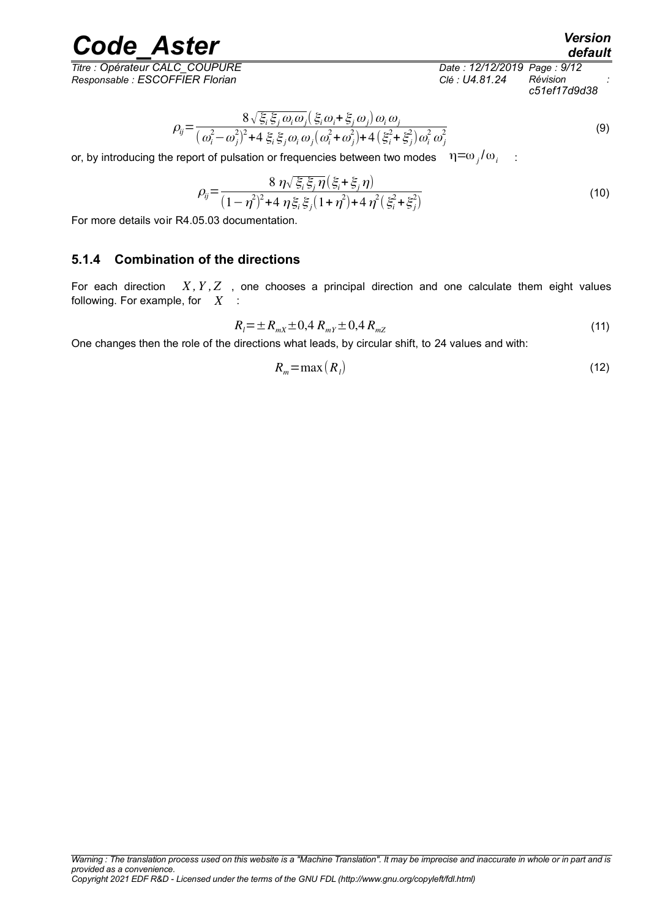$$\rho_{ij}=\frac{8\sqrt{\xi_i\,\xi_j\,\omega_i\,\omega_j}\left(\xi_i\,\omega_i+\xi_j\,\omega_j\right)\omega_i\,\omega_j}{\left(\omega_i^2-\omega_j^2\right)^2+4\,\xi_i\,\xi_j\,\omega_i\,\omega_j\left(\omega_i^2+\omega_j^2\right)+4\left(\xi_i^2+\xi_j^2\right)\omega_i^2\,\omega_j^2} \tag{9}$$

or, by introducing the report of pulsation or frequencies between two modes $\eta=\omega_j/\omega_i$ :

$$\rho_{ij}=\frac{8\,\eta\sqrt{\xi_i\,\xi_j\,\eta}\left(\xi_i+\xi_j\,\eta\right)}{\left(1-\eta^2\right)^2+4\,\eta\,\xi_i\,\xi_j\left(1+\eta^2\right)+4\,\eta^2\left(\xi_i^2+\xi_j^2\right)} \tag{10}$$

For more details voir R4.05.03 documentation.

### 5.1.4 Combination of the directions

For each direction $X,Y,Z$ , one chooses a principal direction and one calculate them eight values following. For example, for $X$ :

$$R_l=\pm R_{mX}\pm 0{,}4\,R_{mY}\pm 0{,}4\,R_{mZ} \tag{11}$$

One changes then the role of the directions what leads, by circular shift, to 24 values and with:

$$R_m=\max\left(R_l\right) \tag{12}$$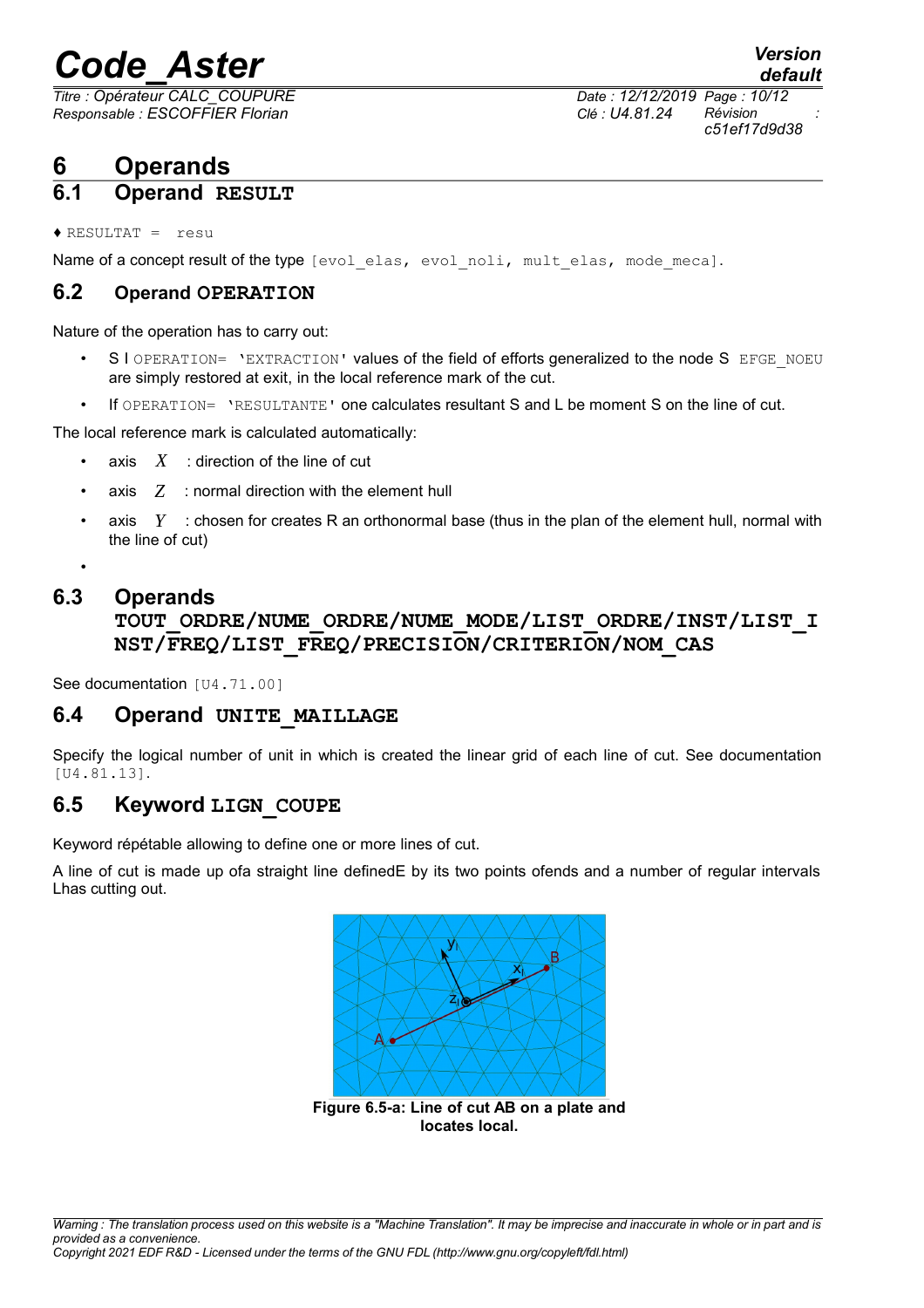# 6 Operands

## 6.1 Operand RESULT

♦ RESULTAT = resu

Name of a concept result of the type [evol_elas, evol_noli, mult_elas, mode_meca].

## 6.2 Operand OPERATION

Nature of the operation has to carry out:

- S I OPERATION= 'EXTRACTION' values of the field of efforts generalized to the node S EFGE_NOEU are simply restored at exit, in the local reference mark of the cut.
- If OPERATION= 'RESULTANTE' one calculates resultant S and L be moment S on the line of cut.

The local reference mark is calculated automatically:

- axis $X$ : direction of the line of cut
- axis $Z$ : normal direction with the element hull
- axis $Y$ : chosen for creates R an orthonormal base (thus in the plan of the element hull, normal with the line of cut)
-

## 6.3 Operands TOUT_ORDRE/NUME_ORDRE/NUME_MODE/LIST_ORDRE/INST/LIST_INST/FREQ/LIST_FREQ/PRECISION/CRITERION/NOM_CAS

See documentation [U4.71.00]

## 6.4 Operand UNITE_MAILLAGE

Specify the logical number of unit in which is created the linear grid of each line of cut. See documentation [U4.81.13].

## 6.5 Keyword LIGN_COUPE

Keyword répétable allowing to define one or more lines of cut.

A line of cut is made up ofa straight line definedE by its two points ofends and a number of regular intervals Lhas cutting out.

**Figure 6.5-a: Line of cut AB on a plate and locates local.**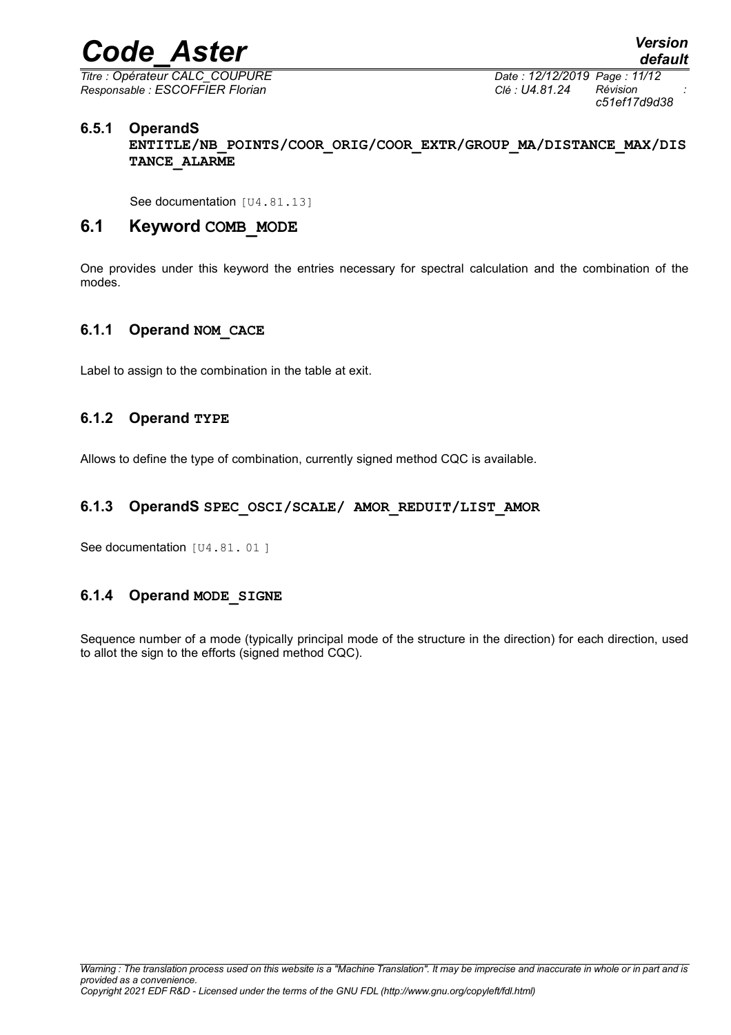#### 6.5.1 OperandS ENTITLE/NB_POINTS/COOR_ORIG/COOR_EXTR/GROUP_MA/DISTANCE_MAX/DISTANCE_ALARME

See documentation [U4.81.13]

## 6.1 Keyword COMB_MODE

One provides under this keyword the entries necessary for spectral calculation and the combination of the modes.

### 6.1.1 Operand NOM_CACE

Label to assign to the combination in the table at exit.

### 6.1.2 Operand TYPE

Allows to define the type of combination, currently signed method CQC is available.

### 6.1.3 OperandS SPEC_OSCI/SCALE/ AMOR_REDUIT/LIST_AMOR

See documentation [U4.81. 01 ]

### 6.1.4 Operand MODE_SIGNE

Sequence number of a mode (typically principal mode of the structure in the direction) for each direction, used to allot the sign to the efforts (signed method CQC).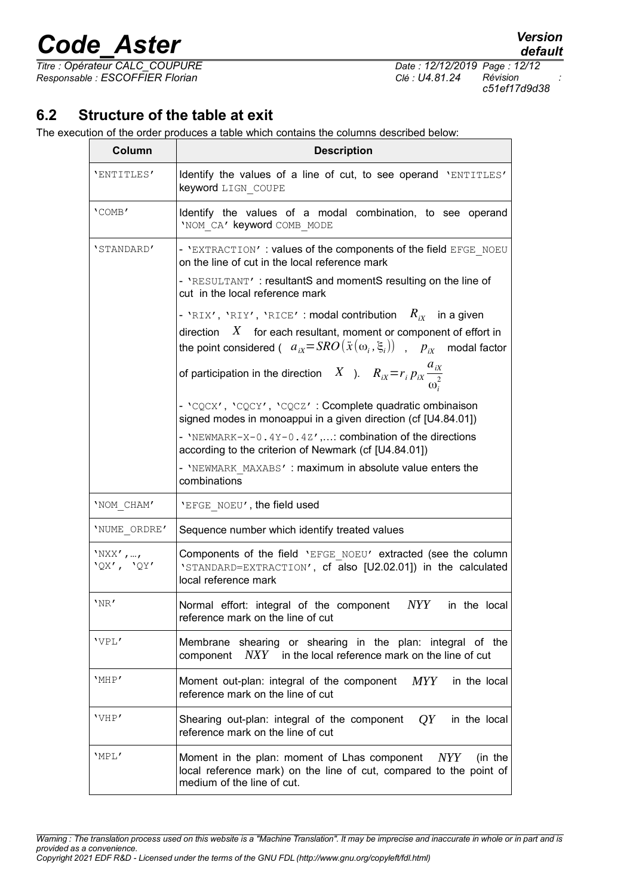## 6.2 Structure of the table at exit

The execution of the order produces a table which contains the columns described below:

| Column | Description |
|---|---|
| 'ENTITLES' | Identify the values of a line of cut, to see operand 'ENTITLES' keyword LIGN_COUPE |
| 'COMB' | Identify the values of a modal combination, to see operand 'NOM_CA' keyword COMB_MODE |
| 'STANDARD' | - 'EXTRACTION' : values of the components of the field EFGE_NOEU on the line of cut in the local reference mark<br>- 'RESULTANT' : resultantS and momentS resulting on the line of cut in the local reference mark<br>- 'RIX', 'RIY', 'RICE' : modal contribution $R_{iX}$ in a given direction $X$ for each resultant, moment or component of effort in the point considered ( $a_{iX}=SRO(\ddot{x}(\omega_i,\xi_i))$ , $p_{iX}$ modal factor of participation in the direction $X$ ). $R_{iX}=r_i\, p_{iX}\dfrac{a_{iX}}{\omega_i^2}$<br>- 'CQCX', 'CQCY', 'CQCZ' : Ccomplete quadratic ombinaison signed modes in monoappui in a given direction (cf [U4.84.01])<br>- 'NEWMARK-X-0.4Y-0.4Z',…: combination of the directions according to the criterion of Newmark (cf [U4.84.01])<br>- 'NEWMARK_MAXABS' : maximum in absolute value enters the combinations |
| 'NOM_CHAM' | 'EFGE_NOEU', the field used |
| 'NUME_ORDRE' | Sequence number which identify treated values |
| 'NXX',…, 'QX', 'QY' | Components of the field 'EFGE_NOEU' extracted (see the column 'STANDARD=EXTRACTION', cf also [U2.02.01]) in the calculated local reference mark |
| 'NR' | Normal effort: integral of the component $NYY$ in the local reference mark on the line of cut |
| 'VPL' | Membrane shearing or shearing in the plan: integral of the component $NXY$ in the local reference mark on the line of cut |
| 'MHP' | Moment out-plan: integral of the component $MYY$ in the local reference mark on the line of cut |
| 'VHP' | Shearing out-plan: integral of the component $QY$ in the local reference mark on the line of cut |
| 'MPL' | Moment in the plan: moment of Lhas component $NYY$ (in the local reference mark) on the line of cut, compared to the point of medium of the line of cut. |